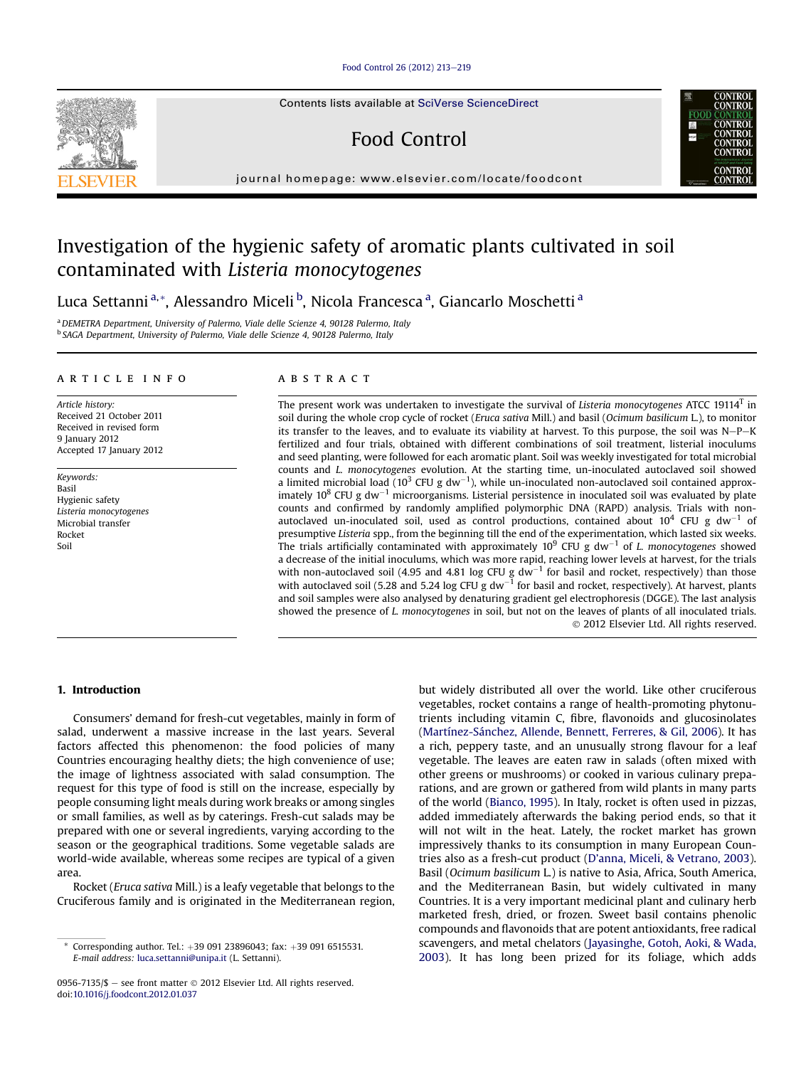# Investigation of the hygienic safety of aromatic plants cultivated in soil contaminated with *Listeria monocytogenes*

Luca Settanni [a,*], Alessandro Miceli [b], Nicola Francesca [a], Giancarlo Moschetti [a]

[a] DEMETRA Department, University of Palermo, Viale delle Scienze 4, 90128 Palermo, Italy

[b] SAGA Department, University of Palermo, Viale delle Scienze 4, 90128 Palermo, Italy

**ARTICLE INFO**

*Article history:*
Received 21 October 2011
Received in revised form
9 January 2012
Accepted 17 January 2012

*Keywords:*
Basil
Hygienic safety
*Listeria monocytogenes*
Microbial transfer
Rocket
Soil

**ABSTRACT**

The present work was undertaken to investigate the survival of *Listeria monocytogenes* ATCC 19114[T] in soil during the whole crop cycle of rocket (*Eruca sativa* Mill.) and basil (*Ocimum basilicum* L.), to monitor its transfer to the leaves, and to evaluate its viability at harvest. To this purpose, the soil was N–P–K fertilized and four trials, obtained with different combinations of soil treatment, listerial inoculums and seed planting, were followed for each aromatic plant. Soil was weekly investigated for total microbial counts and *L. monocytogenes* evolution. At the starting time, un-inoculated autoclaved soil showed a limited microbial load ($10^3$ CFU g dw$^{-1}$), while un-inoculated non-autoclaved soil contained approximately $10^8$ CFU g dw$^{-1}$ microorganisms. Listerial persistence in inoculated soil was evaluated by plate counts and confirmed by randomly amplified polymorphic DNA (RAPD) analysis. Trials with non-autoclaved un-inoculated soil, used as control productions, contained about $10^4$ CFU g dw$^{-1}$ of presumptive *Listeria* spp., from the beginning till the end of the experimentation, which lasted six weeks. The trials artificially contaminated with approximately $10^9$ CFU g dw$^{-1}$ of *L. monocytogenes* showed a decrease of the initial inoculums, which was more rapid, reaching lower levels at harvest, for the trials with non-autoclaved soil (4.95 and 4.81 log CFU g dw$^{-1}$ for basil and rocket, respectively) than those with autoclaved soil (5.28 and 5.24 log CFU g dw$^{-1}$ for basil and rocket, respectively). At harvest, plants and soil samples were also analysed by denaturing gradient gel electrophoresis (DGGE). The last analysis showed the presence of *L. monocytogenes* in soil, but not on the leaves of plants of all inoculated trials.

© 2012 Elsevier Ltd. All rights reserved.

## 1. Introduction

Consumers' demand for fresh-cut vegetables, mainly in form of salad, underwent a massive increase in the last years. Several factors affected this phenomenon: the food policies of many Countries encouraging healthy diets; the high convenience of use; the image of lightness associated with salad consumption. The request for this type of food is still on the increase, especially by people consuming light meals during work breaks or among singles or small families, as well as by caterings. Fresh-cut salads may be prepared with one or several ingredients, varying according to the season or the geographical traditions. Some vegetable salads are world-wide available, whereas some recipes are typical of a given area.

Rocket (*Eruca sativa* Mill.) is a leafy vegetable that belongs to the Cruciferous family and is originated in the Mediterranean region, but widely distributed all over the world. Like other cruciferous vegetables, rocket contains a range of health-promoting phytonutrients including vitamin C, fibre, flavonoids and glucosinolates (Martínez-Sánchez, Allende, Bennett, Ferreres, & Gil, 2006). It has a rich, peppery taste, and an unusually strong flavour for a leaf vegetable. The leaves are eaten raw in salads (often mixed with other greens or mushrooms) or cooked in various culinary preparations, and are grown or gathered from wild plants in many parts of the world (Bianco, 1995). In Italy, rocket is often used in pizzas, added immediately afterwards the baking period ends, so that it will not wilt in the heat. Lately, the rocket market has grown impressively thanks to its consumption in many European Countries also as a fresh-cut product (D'anna, Miceli, & Vetrano, 2003). Basil (*Ocimum basilicum* L.) is native to Asia, Africa, South America, and the Mediterranean Basin, but widely cultivated in many Countries. It is a very important medicinal plant and culinary herb marketed fresh, dried, or frozen. Sweet basil contains phenolic compounds and flavonoids that are potent antioxidants, free radical scavengers, and metal chelators (Jayasinghe, Gotoh, Aoki, & Wada, 2003). It has long been prized for its foliage, which adds

\* Corresponding author. Tel.: +39 091 23896043; fax: +39 091 6515531.
*E-mail address:* luca.settanni@unipa.it (L. Settanni).

0956-7135/$ – see front matter © 2012 Elsevier Ltd. All rights reserved.
doi:10.1016/j.foodcont.2012.01.037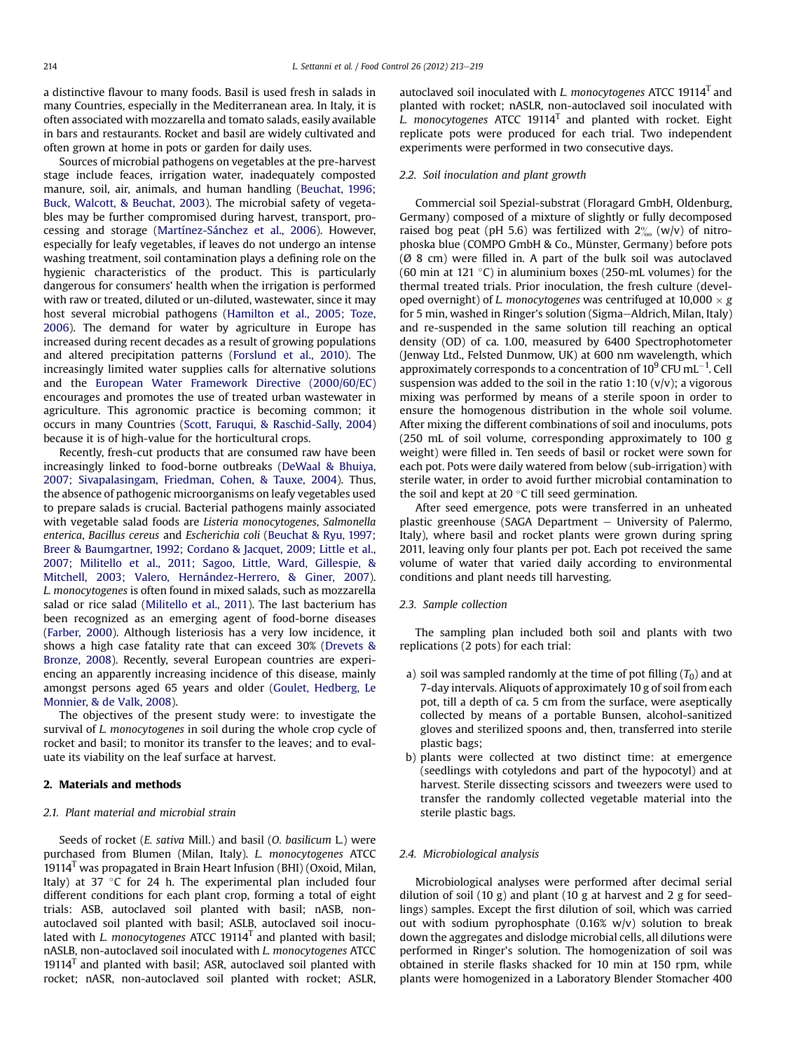a distinctive flavour to many foods. Basil is used fresh in salads in many Countries, especially in the Mediterranean area. In Italy, it is often associated with mozzarella and tomato salads, easily available in bars and restaurants. Rocket and basil are widely cultivated and often grown at home in pots or garden for daily uses.

Sources of microbial pathogens on vegetables at the pre-harvest stage include feaces, irrigation water, inadequately composted manure, soil, air, animals, and human handling (Beuchat, 1996; Buck, Walcott, & Beuchat, 2003). The microbial safety of vegetables may be further compromised during harvest, transport, processing and storage (Martínez-Sánchez et al., 2006). However, especially for leafy vegetables, if leaves do not undergo an intense washing treatment, soil contamination plays a defining role on the hygienic characteristics of the product. This is particularly dangerous for consumers' health when the irrigation is performed with raw or treated, diluted or un-diluted, wastewater, since it may host several microbial pathogens (Hamilton et al., 2005; Toze, 2006). The demand for water by agriculture in Europe has increased during recent decades as a result of growing populations and altered precipitation patterns (Forslund et al., 2010). The increasingly limited water supplies calls for alternative solutions and the European Water Framework Directive (2000/60/EC) encourages and promotes the use of treated urban wastewater in agriculture. This agronomic practice is becoming common; it occurs in many Countries (Scott, Faruqui, & Raschid-Sally, 2004) because it is of high-value for the horticultural crops.

Recently, fresh-cut products that are consumed raw have been increasingly linked to food-borne outbreaks (DeWaal & Bhuiya, 2007; Sivapalasingam, Friedman, Cohen, & Tauxe, 2004). Thus, the absence of pathogenic microorganisms on leafy vegetables used to prepare salads is crucial. Bacterial pathogens mainly associated with vegetable salad foods are *Listeria monocytogenes*, *Salmonella enterica*, *Bacillus cereus* and *Escherichia coli* (Beuchat & Ryu, 1997; Breer & Baumgartner, 1992; Cordano & Jacquet, 2009; Little et al., 2007; Militello et al., 2011; Sagoo, Little, Ward, Gillespie, & Mitchell, 2003; Valero, Hernández-Herrero, & Giner, 2007). *L. monocytogenes* is often found in mixed salads, such as mozzarella salad or rice salad (Militello et al., 2011). The last bacterium has been recognized as an emerging agent of food-borne diseases (Farber, 2000). Although listeriosis has a very low incidence, it shows a high case fatality rate that can exceed 30% (Drevets & Bronze, 2008). Recently, several European countries are experiencing an apparently increasing incidence of this disease, mainly amongst persons aged 65 years and older (Goulet, Hedberg, Le Monnier, & de Valk, 2008).

The objectives of the present study were: to investigate the survival of *L. monocytogenes* in soil during the whole crop cycle of rocket and basil; to monitor its transfer to the leaves; and to evaluate its viability on the leaf surface at harvest.

## 2. Materials and methods

### 2.1. Plant material and microbial strain

Seeds of rocket (*E. sativa* Mill.) and basil (*O. basilicum* L.) were purchased from Blumen (Milan, Italy). *L. monocytogenes* ATCC 19114$^T$ was propagated in Brain Heart Infusion (BHI) (Oxoid, Milan, Italy) at 37 °C for 24 h. The experimental plan included four different conditions for each plant crop, forming a total of eight trials: ASB, autoclaved soil planted with basil; nASB, non-autoclaved soil planted with basil; ASLB, autoclaved soil inoculated with *L. monocytogenes* ATCC 19114$^T$ and planted with basil; nASLB, non-autoclaved soil inoculated with *L. monocytogenes* ATCC 19114$^T$ and planted with basil; ASR, autoclaved soil planted with rocket; nASR, non-autoclaved soil planted with rocket; ASLR, autoclaved soil inoculated with *L. monocytogenes* ATCC 19114$^T$ and planted with rocket; nASLR, non-autoclaved soil inoculated with *L. monocytogenes* ATCC 19114$^T$ and planted with rocket. Eight replicate pots were produced for each trial. Two independent experiments were performed in two consecutive days.

### 2.2. Soil inoculation and plant growth

Commercial soil Spezial-substrat (Floragard GmbH, Oldenburg, Germany) composed of a mixture of slightly or fully decomposed raised bog peat (pH 5.6) was fertilized with 2‰ (w/v) of nitrophoska blue (COMPO GmbH & Co., Münster, Germany) before pots (Ø 8 cm) were filled in. A part of the bulk soil was autoclaved (60 min at 121 °C) in aluminium boxes (250-mL volumes) for the thermal treated trials. Prior inoculation, the fresh culture (developed overnight) of *L. monocytogenes* was centrifuged at 10,000 × *g* for 5 min, washed in Ringer's solution (Sigma–Aldrich, Milan, Italy) and re-suspended in the same solution till reaching an optical density (OD) of ca. 1.00, measured by 6400 Spectrophotometer (Jenway Ltd., Felsted Dunmow, UK) at 600 nm wavelength, which approximately corresponds to a concentration of $10^9$ CFU mL$^{-1}$. Cell suspension was added to the soil in the ratio 1:10 (v/v); a vigorous mixing was performed by means of a sterile spoon in order to ensure the homogenous distribution in the whole soil volume. After mixing the different combinations of soil and inoculums, pots (250 mL of soil volume, corresponding approximately to 100 g weight) were filled in. Ten seeds of basil or rocket were sown for each pot. Pots were daily watered from below (sub-irrigation) with sterile water, in order to avoid further microbial contamination to the soil and kept at 20 °C till seed germination.

After seed emergence, pots were transferred in an unheated plastic greenhouse (SAGA Department – University of Palermo, Italy), where basil and rocket plants were grown during spring 2011, leaving only four plants per pot. Each pot received the same volume of water that varied daily according to environmental conditions and plant needs till harvesting.

### 2.3. Sample collection

The sampling plan included both soil and plants with two replications (2 pots) for each trial:

a) soil was sampled randomly at the time of pot filling ($T_0$) and at 7-day intervals. Aliquots of approximately 10 g of soil from each pot, till a depth of ca. 5 cm from the surface, were aseptically collected by means of a portable Bunsen, alcohol-sanitized gloves and sterilized spoons and, then, transferred into sterile plastic bags;
b) plants were collected at two distinct time: at emergence (seedlings with cotyledons and part of the hypocotyl) and at harvest. Sterile dissecting scissors and tweezers were used to transfer the randomly collected vegetable material into the sterile plastic bags.

### 2.4. Microbiological analysis

Microbiological analyses were performed after decimal serial dilution of soil (10 g) and plant (10 g at harvest and 2 g for seedlings) samples. Except the first dilution of soil, which was carried out with sodium pyrophosphate (0.16% w/v) solution to break down the aggregates and dislodge microbial cells, all dilutions were performed in Ringer's solution. The homogenization of soil was obtained in sterile flasks shacked for 10 min at 150 rpm, while plants were homogenized in a Laboratory Blender Stomacher 400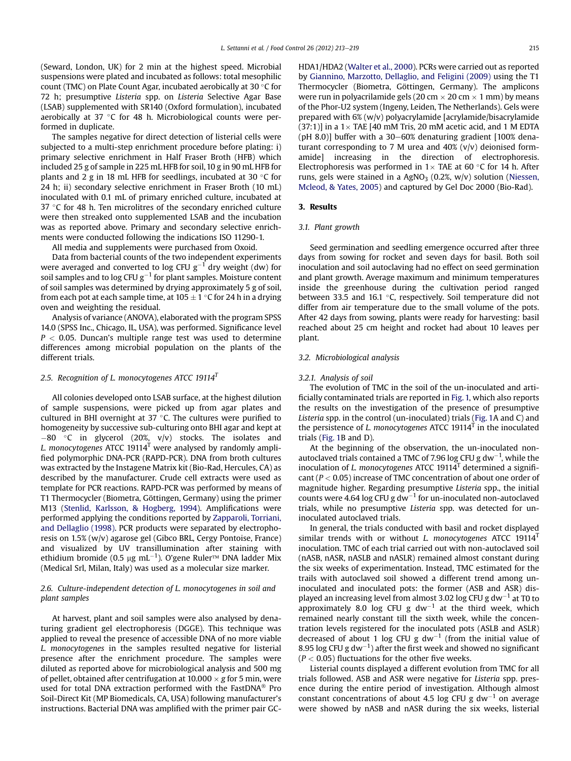(Seward, London, UK) for 2 min at the highest speed. Microbial suspensions were plated and incubated as follows: total mesophilic count (TMC) on Plate Count Agar, incubated aerobically at 30 °C for 72 h; presumptive *Listeria* spp. on *Listeria* Selective Agar Base (LSAB) supplemented with SR140 (Oxford formulation), incubated aerobically at 37 °C for 48 h. Microbiological counts were performed in duplicate.

The samples negative for direct detection of listerial cells were subjected to a multi-step enrichment procedure before plating: i) primary selective enrichment in Half Fraser Broth (HFB) which included 25 g of sample in 225 mL HFB for soil, 10 g in 90 mL HFB for plants and 2 g in 18 mL HFB for seedlings, incubated at 30 °C for 24 h; ii) secondary selective enrichment in Fraser Broth (10 mL) inoculated with 0.1 mL of primary enriched culture, incubated at 37 °C for 48 h. Ten microlitres of the secondary enriched culture were then streaked onto supplemented LSAB and the incubation was as reported above. Primary and secondary selective enrichments were conducted following the indications ISO 11290-1.

All media and supplements were purchased from Oxoid.

Data from bacterial counts of the two independent experiments were averaged and converted to log CFU $g^{-1}$ dry weight (dw) for soil samples and to log CFU $g^{-1}$ for plant samples. Moisture content of soil samples was determined by drying approximately 5 g of soil, from each pot at each sample time, at $105 \pm 1$ °C for 24 h in a drying oven and weighting the residual.

Analysis of variance (ANOVA), elaborated with the program SPSS 14.0 (SPSS Inc., Chicago, IL, USA), was performed. Significance level $P < 0.05$. Duncan's multiple range test was used to determine differences among microbial population on the plants of the different trials.

### 2.5. Recognition of *L. monocytogenes* ATCC 19114$^T$

All colonies developed onto LSAB surface, at the highest dilution of sample suspensions, were picked up from agar plates and cultured in BHI overnight at 37 °C. The cultures were purified to homogeneity by successive sub-culturing onto BHI agar and kept at −80 °C in glycerol (20%, v/v) stocks. The isolates and *L. monocytogenes* ATCC 19114$^T$ were analysed by randomly amplified polymorphic DNA-PCR (RAPD-PCR). DNA from broth cultures was extracted by the Instagene Matrix kit (Bio-Rad, Hercules, CA) as described by the manufacturer. Crude cell extracts were used as template for PCR reactions. RAPD-PCR was performed by means of T1 Thermocycler (Biometra, Göttingen, Germany) using the primer M13 (Stenlid, Karlsson, & Hogberg, 1994). Amplifications were performed applying the conditions reported by Zapparoli, Torriani, and Dellaglio (1998). PCR products were separated by electrophoresis on 1.5% (w/v) agarose gel (Gibco BRL, Cergy Pontoise, France) and visualized by UV transillumination after staining with ethidium bromide (0.5 μg $mL^{-1}$). O'gene Ruler™ DNA ladder Mix (Medical Srl, Milan, Italy) was used as a molecular size marker.

### 2.6. Culture-independent detection of *L. monocytogenes* in soil and plant samples

At harvest, plant and soil samples were also analysed by denaturing gradient gel electrophoresis (DGGE). This technique was applied to reveal the presence of accessible DNA of no more viable *L. monocytogenes* in the samples resulted negative for listerial presence after the enrichment procedure. The samples were diluted as reported above for microbiological analysis and 500 mg of pellet, obtained after centrifugation at 10.000 × *g* for 5 min, were used for total DNA extraction performed with the FastDNA® Pro Soil-Direct Kit (MP Biomedicals, CA, USA) following manufacturer's instructions. Bacterial DNA was amplified with the primer pair GC-HDA1/HDA2 (Walter et al., 2000). PCRs were carried out as reported by Giannino, Marzotto, Dellaglio, and Feligini (2009) using the T1 Thermocycler (Biometra, Göttingen, Germany). The amplicons were run in polyacrilamide gels (20 cm × 20 cm × 1 mm) by means of the Phor-U2 system (Ingeny, Leiden, The Netherlands). Gels were prepared with 6% (w/v) polyacrylamide [acrylamide/bisacrylamide (37:1)] in a 1× TAE [40 mM Tris, 20 mM acetic acid, and 1 M EDTA (pH 8.0)] buffer with a 30–60% denaturing gradient [100% denaturant corresponding to 7 M urea and 40% (v/v) deionised formamide] increasing in the direction of electrophoresis. Electrophoresis was performed in 1× TAE at 60 °C for 14 h. After runs, gels were stained in a $AgNO_3$ (0.2%, w/v) solution (Niessen, Mcleod, & Yates, 2005) and captured by Gel Doc 2000 (Bio-Rad).

## 3. Results

### 3.1. Plant growth

Seed germination and seedling emergence occurred after three days from sowing for rocket and seven days for basil. Both soil inoculation and soil autoclaving had no effect on seed germination and plant growth. Average maximum and minimum temperatures inside the greenhouse during the cultivation period ranged between 33.5 and 16.1 °C, respectively. Soil temperature did not differ from air temperature due to the small volume of the pots. After 42 days from sowing, plants were ready for harvesting: basil reached about 25 cm height and rocket had about 10 leaves per plant.

### 3.2. Microbiological analysis

#### 3.2.1. Analysis of soil

The evolution of TMC in the soil of the un-inoculated and artificially contaminated trials are reported in Fig. 1, which also reports the results on the investigation of the presence of presumptive *Listeria* spp. in the control (un-inoculated) trials (Fig. 1A and C) and the persistence of *L. monocytogenes* ATCC 19114$^T$ in the inoculated trials (Fig. 1B and D).

At the beginning of the observation, the un-inoculated non-autoclaved trials contained a TMC of 7.96 log CFU g $dw^{-1}$, while the inoculation of *L. monocytogenes* ATCC 19114$^T$ determined a significant ($P < 0.05$) increase of TMC concentration of about one order of magnitude higher. Regarding presumptive *Listeria* spp., the initial counts were 4.64 log CFU g $dw^{-1}$ for un-inoculated non-autoclaved trials, while no presumptive *Listeria* spp. was detected for un-inoculated autoclaved trials.

In general, the trials conducted with basil and rocket displayed similar trends with or without *L. monocytogenes* ATCC 19114$^T$ inoculation. TMC of each trial carried out with non-autoclaved soil (nASB, nASR, nASLB and nASLR) remained almost constant during the six weeks of experimentation. Instead, TMC estimated for the trails with autoclaved soil showed a different trend among un-inoculated and inoculated pots: the former (ASB and ASR) displayed an increasing level from almost 3.02 log CFU g $dw^{-1}$ at T0 to approximately 8.0 log CFU g $dw^{-1}$ at the third week, which remained nearly constant till the sixth week, while the concentration levels registered for the inoculated pots (ASLB and ASLR) decreased of about 1 log CFU g $dw^{-1}$ (from the initial value of 8.95 log CFU g $dw^{-1}$) after the first week and showed no significant ($P < 0.05$) fluctuations for the other five weeks.

Listerial counts displayed a different evolution from TMC for all trials followed. ASB and ASR were negative for *Listeria* spp. presence during the entire period of investigation. Although almost constant concentrations of about 4.5 log CFU g $dw^{-1}$ on average were showed by nASB and nASR during the six weeks, listerial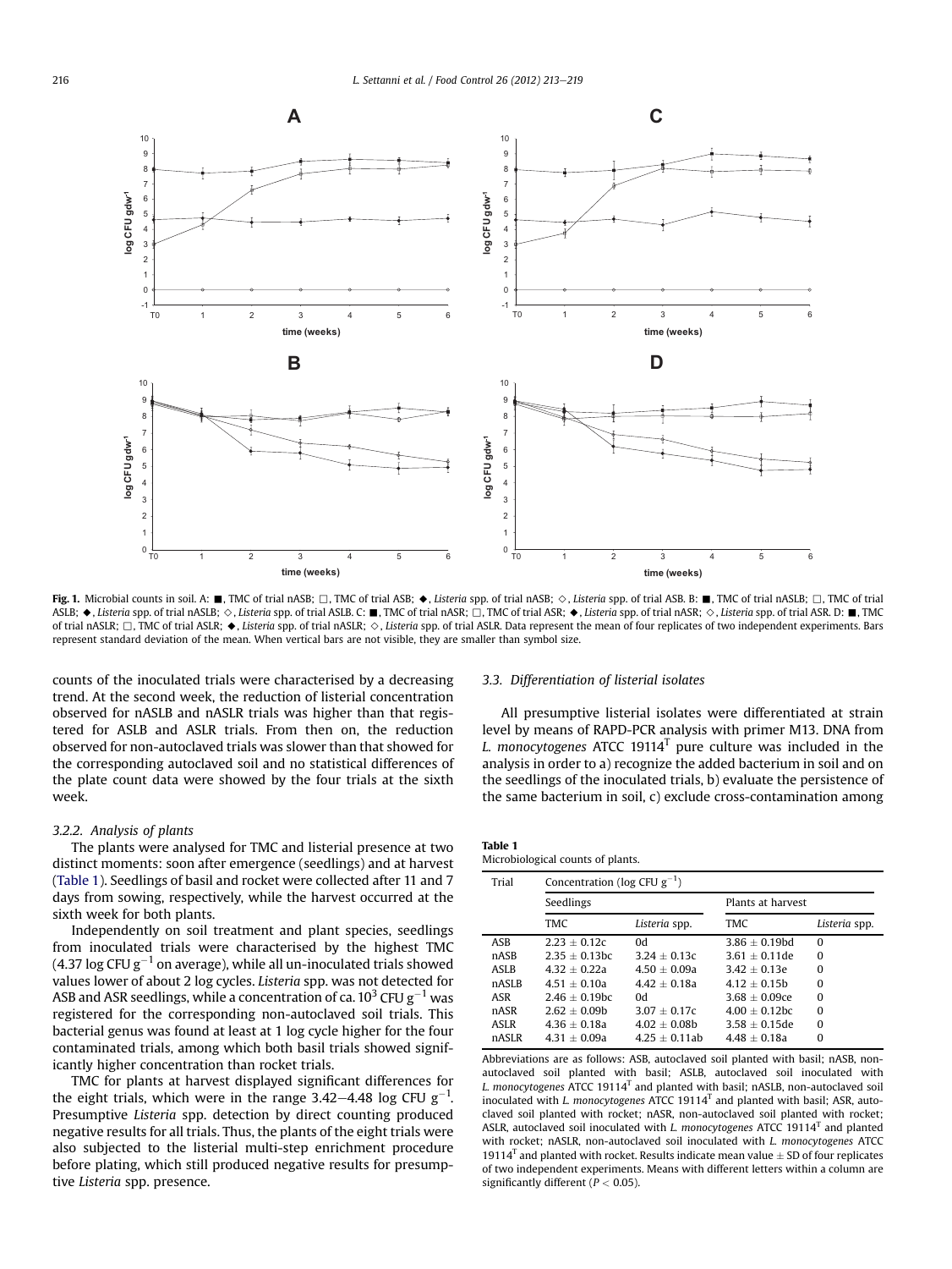Fig. 1. Microbial counts in soil. A: ■, TMC of trial nASB; □, TMC of trial ASB; ◆, *Listeria* spp. of trial nASB; ◇, *Listeria* spp. of trial ASB. B: ■, TMC of trial nASLB; □, TMC of trial ASLB; ◆, *Listeria* spp. of trial nASLB; ◇, *Listeria* spp. of trial ASLB. C: ■, TMC of trial nASR; □, TMC of trial ASR; ◆, *Listeria* spp. of trial nASR; ◇, *Listeria* spp. of trial ASR. D: ■, TMC of trial nASLR; □, TMC of trial ASLR; ◆, *Listeria* spp. of trial nASLR; ◇, *Listeria* spp. of trial ASLR. Data represent the mean of four replicates of two independent experiments. Bars represent standard deviation of the mean. When vertical bars are not visible, they are smaller than symbol size.

counts of the inoculated trials were characterised by a decreasing trend. At the second week, the reduction of listerial concentration observed for nASLB and nASLR trials was higher than that registered for ASLB and ASLR trials. From then on, the reduction observed for non-autoclaved trials was slower than that showed for the corresponding autoclaved soil and no statistical differences of the plate count data were showed by the four trials at the sixth week.

#### 3.2.2. Analysis of plants

The plants were analysed for TMC and listerial presence at two distinct moments: soon after emergence (seedlings) and at harvest (Table 1). Seedlings of basil and rocket were collected after 11 and 7 days from sowing, respectively, while the harvest occurred at the sixth week for both plants.

Independently on soil treatment and plant species, seedlings from inoculated trials were characterised by the highest TMC (4.37 log CFU $g^{-1}$ on average), while all un-inoculated trials showed values lower of about 2 log cycles. *Listeria* spp. was not detected for ASB and ASR seedlings, while a concentration of ca. $10^3$ CFU $g^{-1}$ was registered for the corresponding non-autoclaved soil trials. This bacterial genus was found at least at 1 log cycle higher for the four contaminated trials, among which both basil trials showed significantly higher concentration than rocket trials.

TMC for plants at harvest displayed significant differences for the eight trials, which were in the range 3.42–4.48 log CFU $g^{-1}$. Presumptive *Listeria* spp. detection by direct counting produced negative results for all trials. Thus, the plants of the eight trials were also subjected to the listerial multi-step enrichment procedure before plating, which still produced negative results for presumptive *Listeria* spp. presence.

### 3.3. Differentiation of listerial isolates

All presumptive listerial isolates were differentiated at strain level by means of RAPD-PCR analysis with primer M13. DNA from *L. monocytogenes* ATCC 19114$^T$ pure culture was included in the analysis in order to a) recognize the added bacterium in soil and on the seedlings of the inoculated trials, b) evaluate the persistence of the same bacterium in soil, c) exclude cross-contamination among

**Table 1**
Microbiological counts of plants.

| Trial | Concentration (log CFU $g^{-1}$) | | | |
|---|---|---|---|---|
| | Seedlings | | Plants at harvest | |
| | TMC | *Listeria* spp. | TMC | *Listeria* spp. |
| ASB | 2.23 ± 0.12c | 0d | 3.86 ± 0.19bd | 0 |
| nASB | 2.35 ± 0.13bc | 3.24 ± 0.13c | 3.61 ± 0.11de | 0 |
| ASLB | 4.32 ± 0.22a | 4.50 ± 0.09a | 3.42 ± 0.13e | 0 |
| nASLB | 4.51 ± 0.10a | 4.42 ± 0.18a | 4.12 ± 0.15b | 0 |
| ASR | 2.46 ± 0.19bc | 0d | 3.68 ± 0.09ce | 0 |
| nASR | 2.62 ± 0.09b | 3.07 ± 0.17c | 4.00 ± 0.12bc | 0 |
| ASLR | 4.36 ± 0.18a | 4.02 ± 0.08b | 3.58 ± 0.15de | 0 |
| nASLR | 4.31 ± 0.09a | 4.25 ± 0.11ab | 4.48 ± 0.18a | 0 |

Abbreviations are as follows: ASB, autoclaved soil planted with basil; nASB, non-autoclaved soil planted with basil; ASLB, autoclaved soil inoculated with *L. monocytogenes* ATCC 19114$^T$ and planted with basil; nASLB, non-autoclaved soil inoculated with *L. monocytogenes* ATCC 19114$^T$ and planted with basil; ASR, autoclaved soil planted with rocket; nASR, non-autoclaved soil planted with rocket; ASLR, autoclaved soil inoculated with *L. monocytogenes* ATCC 19114$^T$ and planted with rocket; nASLR, non-autoclaved soil inoculated with *L. monocytogenes* ATCC 19114$^T$ and planted with rocket. Results indicate mean value ± SD of four replicates of two independent experiments. Means with different letters within a column are significantly different ($P < 0.05$).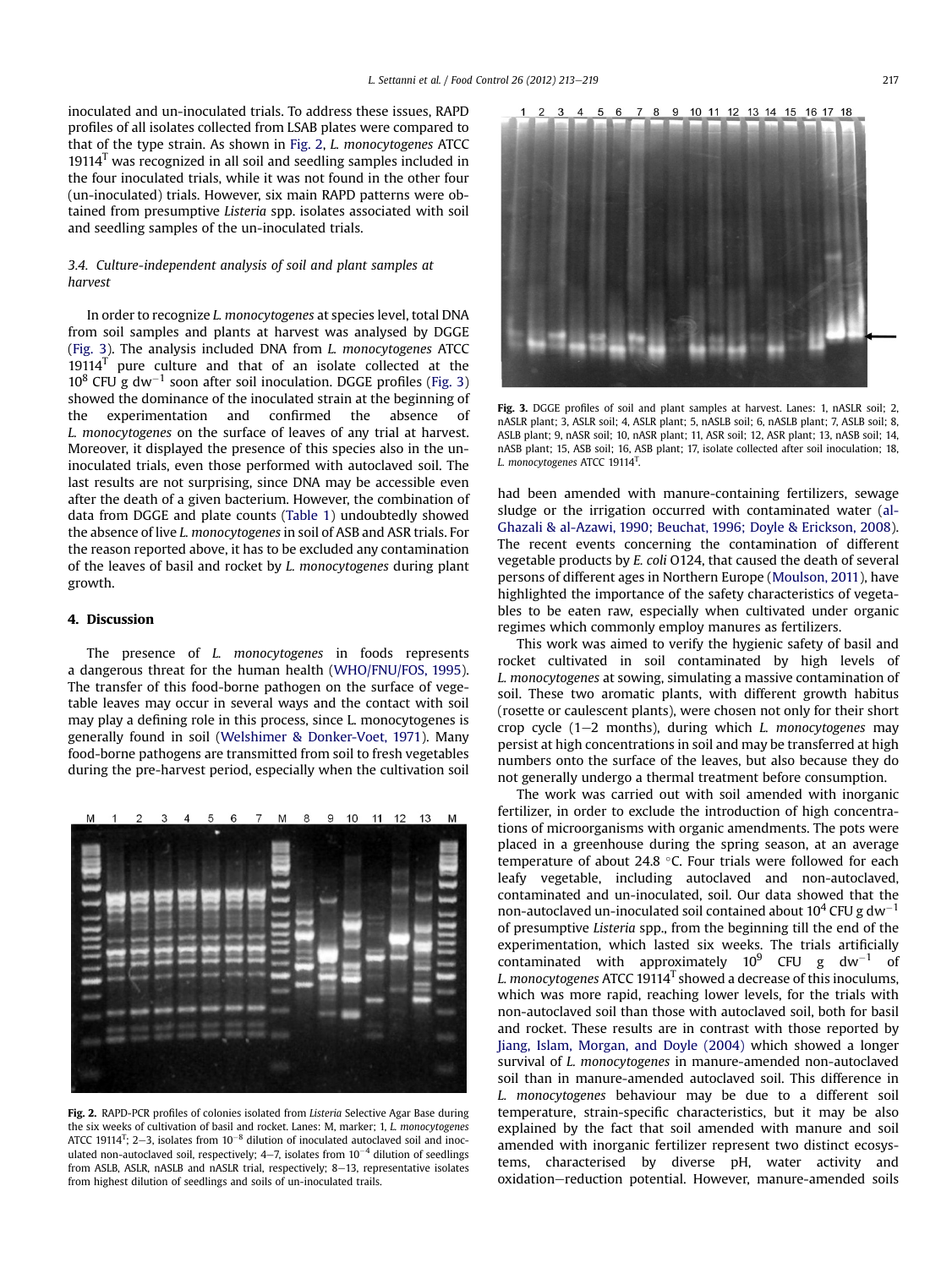inoculated and un-inoculated trials. To address these issues, RAPD profiles of all isolates collected from LSAB plates were compared to that of the type strain. As shown in Fig. 2, *L. monocytogenes* ATCC $19114^T$ was recognized in all soil and seedling samples included in the four inoculated trials, while it was not found in the other four (un-inoculated) trials. However, six main RAPD patterns were obtained from presumptive *Listeria* spp. isolates associated with soil and seedling samples of the un-inoculated trials.

### 3.4. Culture-independent analysis of soil and plant samples at harvest

In order to recognize *L. monocytogenes* at species level, total DNA from soil samples and plants at harvest was analysed by DGGE (Fig. 3). The analysis included DNA from *L. monocytogenes* ATCC $19114^T$ pure culture and that of an isolate collected at the $10^8$ CFU g $dw^{-1}$ soon after soil inoculation. DGGE profiles (Fig. 3) showed the dominance of the inoculated strain at the beginning of the experimentation and confirmed the absence of *L. monocytogenes* on the surface of leaves of any trial at harvest. Moreover, it displayed the presence of this species also in the un-inoculated trials, even those performed with autoclaved soil. The last results are not surprising, since DNA may be accessible even after the death of a given bacterium. However, the combination of data from DGGE and plate counts (Table 1) undoubtedly showed the absence of live *L. monocytogenes* in soil of ASB and ASR trials. For the reason reported above, it has to be excluded any contamination of the leaves of basil and rocket by *L. monocytogenes* during plant growth.

## 4. Discussion

The presence of *L. monocytogenes* in foods represents a dangerous threat for the human health (WHO/FNU/FOS, 1995). The transfer of this food-borne pathogen on the surface of vegetable leaves may occur in several ways and the contact with soil may play a defining role in this process, since L. monocytogenes is generally found in soil (Welshimer & Donker-Voet, 1971). Many food-borne pathogens are transmitted from soil to fresh vegetables during the pre-harvest period, especially when the cultivation soil had been amended with manure-containing fertilizers, sewage sludge or the irrigation occurred with contaminated water (al-Ghazali & al-Azawi, 1990; Beuchat, 1996; Doyle & Erickson, 2008). The recent events concerning the contamination of different vegetable products by *E. coli* O124, that caused the death of several persons of different ages in Northern Europe (Moulson, 2011), have highlighted the importance of the safety characteristics of vegetables to be eaten raw, especially when cultivated under organic regimes which commonly employ manures as fertilizers.

Fig. 2. RAPD-PCR profiles of colonies isolated from *Listeria* Selective Agar Base during the six weeks of cultivation of basil and rocket. Lanes: M, marker; 1, *L. monocytogenes* ATCC $19114^T$; 2–3, isolates from $10^{-8}$ dilution of inoculated autoclaved soil and inoculated non-autoclaved soil, respectively; 4–7, isolates from $10^{-4}$ dilution of seedlings from ASLB, ASLR, nASLB and nASLR trial, respectively; 8–13, representative isolates from highest dilution of seedlings and soils of un-inoculated trails.

Fig. 3. DGGE profiles of soil and plant samples at harvest. Lanes: 1, nASLR soil; 2, nASLR plant; 3, ASLR soil; 4, ASLR plant; 5, nASLB soil; 6, nASLB plant; 7, ASLB soil; 8, ASLB plant; 9, nASR soil; 10, nASR plant; 11, ASR soil; 12, ASR plant; 13, nASB soil; 14, nASB plant; 15, ASB soil; 16, ASB plant; 17, isolate collected after soil inoculation; 18, *L. monocytogenes* ATCC $19114^T$.

This work was aimed to verify the hygienic safety of basil and rocket cultivated in soil contaminated by high levels of *L. monocytogenes* at sowing, simulating a massive contamination of soil. These two aromatic plants, with different growth habitus (rosette or caulescent plants), were chosen not only for their short crop cycle (1–2 months), during which *L. monocytogenes* may persist at high concentrations in soil and may be transferred at high numbers onto the surface of the leaves, but also because they do not generally undergo a thermal treatment before consumption.

The work was carried out with soil amended with inorganic fertilizer, in order to exclude the introduction of high concentrations of microorganisms with organic amendments. The pots were placed in a greenhouse during the spring season, at an average temperature of about 24.8 °C. Four trials were followed for each leafy vegetable, including autoclaved and non-autoclaved, contaminated and un-inoculated, soil. Our data showed that the non-autoclaved un-inoculated soil contained about $10^4$ CFU g $dw^{-1}$ of presumptive *Listeria* spp., from the beginning till the end of the experimentation, which lasted six weeks. The trials artificially contaminated with approximately $10^9$ CFU g $dw^{-1}$ of *L. monocytogenes* ATCC $19114^T$ showed a decrease of this inoculums, which was more rapid, reaching lower levels, for the trials with non-autoclaved soil than those with autoclaved soil, both for basil and rocket. These results are in contrast with those reported by Jiang, Islam, Morgan, and Doyle (2004) which showed a longer survival of *L. monocytogenes* in manure-amended non-autoclaved soil than in manure-amended autoclaved soil. This difference in *L. monocytogenes* behaviour may be due to a different soil temperature, strain-specific characteristics, but it may be also explained by the fact that soil amended with manure and soil amended with inorganic fertilizer represent two distinct ecosystems, characterised by diverse pH, water activity and oxidation–reduction potential. However, manure-amended soils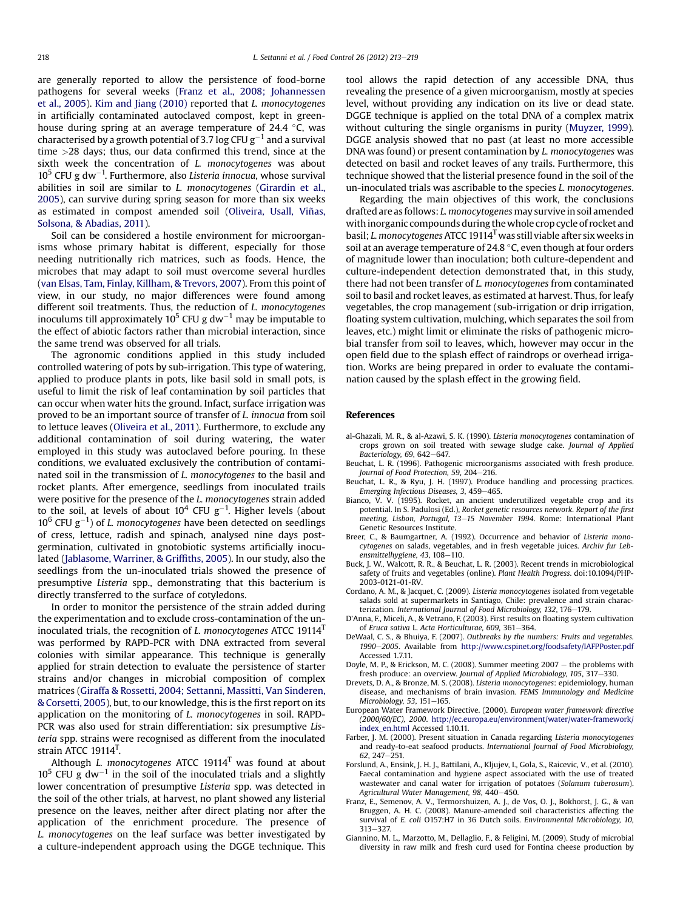are generally reported to allow the persistence of food-borne pathogens for several weeks (Franz et al., 2008; Johannessen et al., 2005). Kim and Jiang (2010) reported that *L. monocytogenes* in artificially contaminated autoclaved compost, kept in greenhouse during spring at an average temperature of 24.4 °C, was characterised by a growth potential of 3.7 log CFU $g^{-1}$ and a survival time >28 days; thus, our data confirmed this trend, since at the sixth week the concentration of *L. monocytogenes* was about $10^5$ CFU g $dw^{-1}$. Furthermore, also *Listeria innocua*, whose survival abilities in soil are similar to *L. monocytogenes* (Girardin et al., 2005), can survive during spring season for more than six weeks as estimated in compost amended soil (Oliveira, Usall, Viñas, Solsona, & Abadias, 2011).

Soil can be considered a hostile environment for microorganisms whose primary habitat is different, especially for those needing nutritionally rich matrices, such as foods. Hence, the microbes that may adapt to soil must overcome several hurdles (van Elsas, Tam, Finlay, Killham, & Trevors, 2007). From this point of view, in our study, no major differences were found among different soil treatments. Thus, the reduction of *L. monocytogenes* inoculums till approximately $10^5$ CFU g $dw^{-1}$ may be imputable to the effect of abiotic factors rather than microbial interaction, since the same trend was observed for all trials.

The agronomic conditions applied in this study included controlled watering of pots by sub-irrigation. This type of watering, applied to produce plants in pots, like basil sold in small pots, is useful to limit the risk of leaf contamination by soil particles that can occur when water hits the ground. Infact, surface irrigation was proved to be an important source of transfer of *L. innocua* from soil to lettuce leaves (Oliveira et al., 2011). Furthermore, to exclude any additional contamination of soil during watering, the water employed in this study was autoclaved before pouring. In these conditions, we evaluated exclusively the contribution of contaminated soil in the transmission of *L. monocytogenes* to the basil and rocket plants. After emergence, seedlings from inoculated trails were positive for the presence of the *L. monocytogenes* strain added to the soil, at levels of about $10^4$ CFU $g^{-1}$. Higher levels (about $10^6$ CFU $g^{-1}$) of *L. monocytogenes* have been detected on seedlings of cress, lettuce, radish and spinach, analysed nine days post-germination, cultivated in gnotobiotic systems artificially inoculated (Jablasome, Warriner, & Griffiths, 2005). In our study, also the seedlings from the un-inoculated trials showed the presence of presumptive *Listeria* spp., demonstrating that this bacterium is directly transferred to the surface of cotyledons.

In order to monitor the persistence of the strain added during the experimentation and to exclude cross-contamination of the un-inoculated trials, the recognition of *L. monocytogenes* ATCC $19114^T$ was performed by RAPD-PCR with DNA extracted from several colonies with similar appearance. This technique is generally applied for strain detection to evaluate the persistence of starter strains and/or changes in microbial composition of complex matrices (Giraffa & Rossetti, 2004; Settanni, Massitti, Van Sinderen, & Corsetti, 2005), but, to our knowledge, this is the first report on its application on the monitoring of *L. monocytogenes* in soil. RAPD-PCR was also used for strain differentiation: six presumptive *Listeria* spp. strains were recognised as different from the inoculated strain ATCC $19114^T$.

Although *L. monocytogenes* ATCC $19114^T$ was found at about $10^5$ CFU g $dw^{-1}$ in the soil of the inoculated trials and a slightly lower concentration of presumptive *Listeria* spp. was detected in the soil of the other trials, at harvest, no plant showed any listerial presence on the leaves, neither after direct plating nor after the application of the enrichment procedure. The presence of *L. monocytogenes* on the leaf surface was better investigated by a culture-independent approach using the DGGE technique. This tool allows the rapid detection of any accessible DNA, thus revealing the presence of a given microorganism, mostly at species level, without providing any indication on its live or dead state. DGGE technique is applied on the total DNA of a complex matrix without culturing the single organisms in purity (Muyzer, 1999). DGGE analysis showed that no past (at least no more accessible DNA was found) or present contamination by *L. monocytogenes* was detected on basil and rocket leaves of any trails. Furthermore, this technique showed that the listerial presence found in the soil of the un-inoculated trials was ascribable to the species *L. monocytogenes*.

Regarding the main objectives of this work, the conclusions drafted are as follows: *L. monocytogenes* may survive in soil amended with inorganic compounds during the whole crop cycle of rocket and basil; *L. monocytogenes* ATCC $19114^T$ was still viable after six weeks in soil at an average temperature of 24.8 °C, even though at four orders of magnitude lower than inoculation; both culture-dependent and culture-independent detection demonstrated that, in this study, there had not been transfer of *L. monocytogenes* from contaminated soil to basil and rocket leaves, as estimated at harvest. Thus, for leafy vegetables, the crop management (sub-irrigation or drip irrigation, floating system cultivation, mulching, which separates the soil from leaves, etc.) might limit or eliminate the risks of pathogenic microbial transfer from soil to leaves, which, however may occur in the open field due to the splash effect of raindrops or overhead irrigation. Works are being prepared in order to evaluate the contamination caused by the splash effect in the growing field.

## References

al-Ghazali, M. R., & al-Azawi, S. K. (1990). *Listeria monocytogenes* contamination of crops grown on soil treated with sewage sludge cake. *Journal of Applied Bacteriology, 69*, 642–647.

Beuchat, L. R. (1996). Pathogenic microorganisms associated with fresh produce. *Journal of Food Protection, 59*, 204–216.

Beuchat, L. R., & Ryu, J. H. (1997). Produce handling and processing practices. *Emerging Infectious Diseases, 3*, 459–465.

Bianco, V. V. (1995). Rocket, an ancient underutilized vegetable crop and its potential. In S. Padulosi (Ed.), *Rocket genetic resources network. Report of the first meeting, Lisbon, Portugal, 13–15 November 1994*. Rome: International Plant Genetic Resources Institute.

Breer, C., & Baumgartner, A. (1992). Occurrence and behavior of *Listeria monocytogenes* on salads, vegetables, and in fresh vegetable juices. *Archiv fur Lebensmittelhygiene, 43*, 108–110.

Buck, J. W., Walcott, R. R., & Beuchat, L. R. (2003). Recent trends in microbiological safety of fruits and vegetables (online). *Plant Health Progress*. doi:10.1094/PHP-2003-0121-01-RV.

Cordano, A. M., & Jacquet, C. (2009). *Listeria monocytogenes* isolated from vegetable salads sold at supermarkets in Santiago, Chile: prevalence and strain characterization. *International Journal of Food Microbiology, 132*, 176–179.

D'Anna, F., Miceli, A., & Vetrano, F. (2003). First results on floating system cultivation of *Eruca sativa* L. *Acta Horticulturae, 609*, 361–364.

DeWaal, C. S., & Bhuiya, F. (2007). *Outbreaks by the numbers: Fruits and vegetables. 1990–2005*. Available from http://www.cspinet.org/foodsafety/IAFPPoster.pdf Accessed 1.7.11.

Doyle, M. P., & Erickson, M. C. (2008). Summer meeting 2007 – the problems with fresh produce: an overview. *Journal of Applied Microbiology, 105*, 317–330.

Drevets, D. A., & Bronze, M. S. (2008). *Listeria monocytogenes*: epidemiology, human disease, and mechanisms of brain invasion. *FEMS Immunology and Medicine Microbiology, 53*, 151–165.

European Water Framework Directive. (2000). *European water framework directive (2000/60/EC), 2000*. http://ec.europa.eu/environment/water/water-framework/index_en.html Accessed 1.10.11.

Farber, J. M. (2000). Present situation in Canada regarding *Listeria monocytogenes* and ready-to-eat seafood products. *International Journal of Food Microbiology, 62*, 247–251.

Forslund, A., Ensink, J. H. J., Battilani, A., Kljujev, I., Gola, S., Raicevic, V., et al. (2010). Faecal contamination and hygiene aspect associated with the use of treated wastewater and canal water for irrigation of potatoes (*Solanum tuberosum*). *Agricultural Water Management, 98*, 440–450.

Franz, E., Semenov, A. V., Termorshuizen, A. J., de Vos, O. J., Bokhorst, J. G., & van Bruggen, A. H. C. (2008). Manure-amended soil characteristics affecting the survival of *E. coli* O157:H7 in 36 Dutch soils. *Environmental Microbiology, 10*, 313–327.

Giannino, M. L., Marzotto, M., Dellaglio, F., & Feligini, M. (2009). Study of microbial diversity in raw milk and fresh curd used for Fontina cheese production by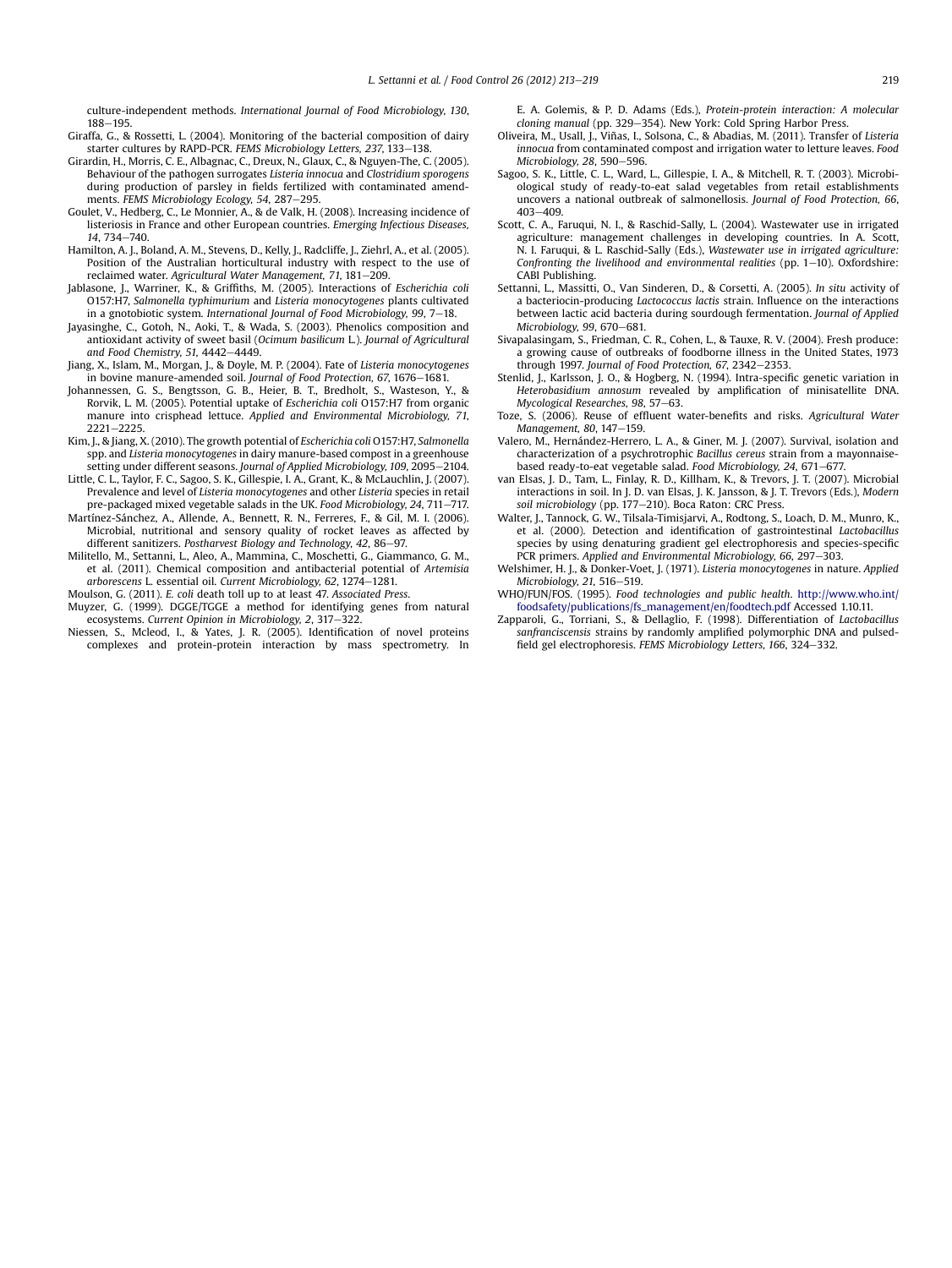culture-independent methods. *International Journal of Food Microbiology, 130*, 188–195.

Giraffa, G., & Rossetti, L. (2004). Monitoring of the bacterial composition of dairy starter cultures by RAPD-PCR. *FEMS Microbiology Letters, 237*, 133–138.

Girardin, H., Morris, C. E., Albagnac, C., Dreux, N., Glaux, C., & Nguyen-The, C. (2005). Behaviour of the pathogen surrogates *Listeria innocua* and *Clostridium sporogens* during production of parsley in fields fertilized with contaminated amendments. *FEMS Microbiology Ecology, 54*, 287–295.

Goulet, V., Hedberg, C., Le Monnier, A., & de Valk, H. (2008). Increasing incidence of listeriosis in France and other European countries. *Emerging Infectious Diseases, 14*, 734–740.

Hamilton, A. J., Boland, A. M., Stevens, D., Kelly, J., Radcliffe, J., Ziehrl, A., et al. (2005). Position of the Australian horticultural industry with respect to the use of reclaimed water. *Agricultural Water Management, 71*, 181–209.

Jablasone, J., Warriner, K., & Griffiths, M. (2005). Interactions of *Escherichia coli* O157:H7, *Salmonella typhimurium* and *Listeria monocytogenes* plants cultivated in a gnotobiotic system. *International Journal of Food Microbiology, 99*, 7–18.

Jayasinghe, C., Gotoh, N., Aoki, T., & Wada, S. (2003). Phenolics composition and antioxidant activity of sweet basil (*Ocimum basilicum* L.). *Journal of Agricultural and Food Chemistry, 51*, 4442–4449.

Jiang, X., Islam, M., Morgan, J., & Doyle, M. P. (2004). Fate of *Listeria monocytogenes* in bovine manure-amended soil. *Journal of Food Protection, 67*, 1676–1681.

Johannessen, G. S., Bengtsson, G. B., Heier, B. T., Bredholt, S., Wasteson, Y., & Rorvik, L. M. (2005). Potential uptake of *Escherichia coli* O157:H7 from organic manure into crisphead lettuce. *Applied and Environmental Microbiology, 71*, 2221–2225.

Kim, J., & Jiang, X. (2010). The growth potential of *Escherichia coli* O157:H7, *Salmonella* spp. and *Listeria monocytogenes* in dairy manure-based compost in a greenhouse setting under different seasons. *Journal of Applied Microbiology, 109*, 2095–2104.

Little, C. L., Taylor, F. C., Sagoo, S. K., Gillespie, I. A., Grant, K., & McLauchlin, J. (2007). Prevalence and level of *Listeria monocytogenes* and other *Listeria* species in retail pre-packaged mixed vegetable salads in the UK. *Food Microbiology, 24*, 711–717.

Martínez-Sánchez, A., Allende, A., Bennett, R. N., Ferreres, F., & Gil, M. I. (2006). Microbial, nutritional and sensory quality of rocket leaves as affected by different sanitizers. *Postharvest Biology and Technology, 42*, 86–97.

Militello, M., Settanni, L., Aleo, A., Mammina, C., Moschetti, G., Giammanco, G. M., et al. (2011). Chemical composition and antibacterial potential of *Artemisia arborescens* L. essential oil. *Current Microbiology, 62*, 1274–1281.

Moulson, G. (2011). *E. coli* death toll up to at least 47. *Associated Press*.

Muyzer, G. (1999). DGGE/TGGE a method for identifying genes from natural ecosystems. *Current Opinion in Microbiology, 2*, 317–322.

Niessen, S., Mcleod, I., & Yates, J. R. (2005). Identification of novel proteins complexes and protein-protein interaction by mass spectrometry. In E. A. Golemis, & P. D. Adams (Eds.), *Protein-protein interaction: A molecular cloning manual* (pp. 329–354). New York: Cold Spring Harbor Press.

Oliveira, M., Usall, J., Viñas, I., Solsona, C., & Abadias, M. (2011). Transfer of *Listeria innocua* from contaminated compost and irrigation water to letture leaves. *Food Microbiology, 28*, 590–596.

Sagoo, S. K., Little, C. L., Ward, L., Gillespie, I. A., & Mitchell, R. T. (2003). Microbiological study of ready-to-eat salad vegetables from retail establishments uncovers a national outbreak of salmonellosis. *Journal of Food Protection, 66*, 403–409.

Scott, C. A., Faruqui, N. I., & Raschid-Sally, L. (2004). Wastewater use in irrigated agriculture: management challenges in developing countries. In A. Scott, N. I. Faruqui, & L. Raschid-Sally (Eds.), *Wastewater use in irrigated agriculture: Confronting the livelihood and environmental realities* (pp. 1–10). Oxfordshire: CABI Publishing.

Settanni, L., Massitti, O., Van Sinderen, D., & Corsetti, A. (2005). *In situ* activity of a bacteriocin-producing *Lactococcus lactis* strain. Influence on the interactions between lactic acid bacteria during sourdough fermentation. *Journal of Applied Microbiology, 99*, 670–681.

Sivapalasingam, S., Friedman, C. R., Cohen, L., & Tauxe, R. V. (2004). Fresh produce: a growing cause of outbreaks of foodborne illness in the United States, 1973 through 1997. *Journal of Food Protection, 67*, 2342–2353.

Stenlid, J., Karlsson, J. O., & Hogberg, N. (1994). Intra-specific genetic variation in *Heterobasidium annosum* revealed by amplification of minisatellite DNA. *Mycological Researches, 98*, 57–63.

Toze, S. (2006). Reuse of effluent water-benefits and risks. *Agricultural Water Management, 80*, 147–159.

Valero, M., Hernández-Herrero, L. A., & Giner, M. J. (2007). Survival, isolation and characterization of a psychrotrophic *Bacillus cereus* strain from a mayonnaise-based ready-to-eat vegetable salad. *Food Microbiology, 24*, 671–677.

van Elsas, J. D., Tam, L., Finlay, R. D., Killham, K., & Trevors, J. T. (2007). Microbial interactions in soil. In J. D. van Elsas, J. K. Jansson, & J. T. Trevors (Eds.), *Modern soil microbiology* (pp. 177–210). Boca Raton: CRC Press.

Walter, J., Tannock, G. W., Tilsala-Timisjarvi, A., Rodtong, S., Loach, D. M., Munro, K., et al. (2000). Detection and identification of gastrointestinal *Lactobacillus* species by using denaturing gradient gel electrophoresis and species-specific PCR primers. *Applied and Environmental Microbiology, 66*, 297–303.

Welshimer, H. J., & Donker-Voet, J. (1971). *Listeria monocytogenes* in nature. *Applied Microbiology, 21*, 516–519.

WHO/FUN/FOS. (1995). *Food technologies and public health*. http://www.who.int/foodsafety/publications/fs_management/en/foodtech.pdf Accessed 1.10.11.

Zapparoli, G., Torriani, S., & Dellaglio, F. (1998). Differentiation of *Lactobacillus sanfranciscensis* strains by randomly amplified polymorphic DNA and pulsed-field gel electrophoresis. *FEMS Microbiology Letters, 166*, 324–332.